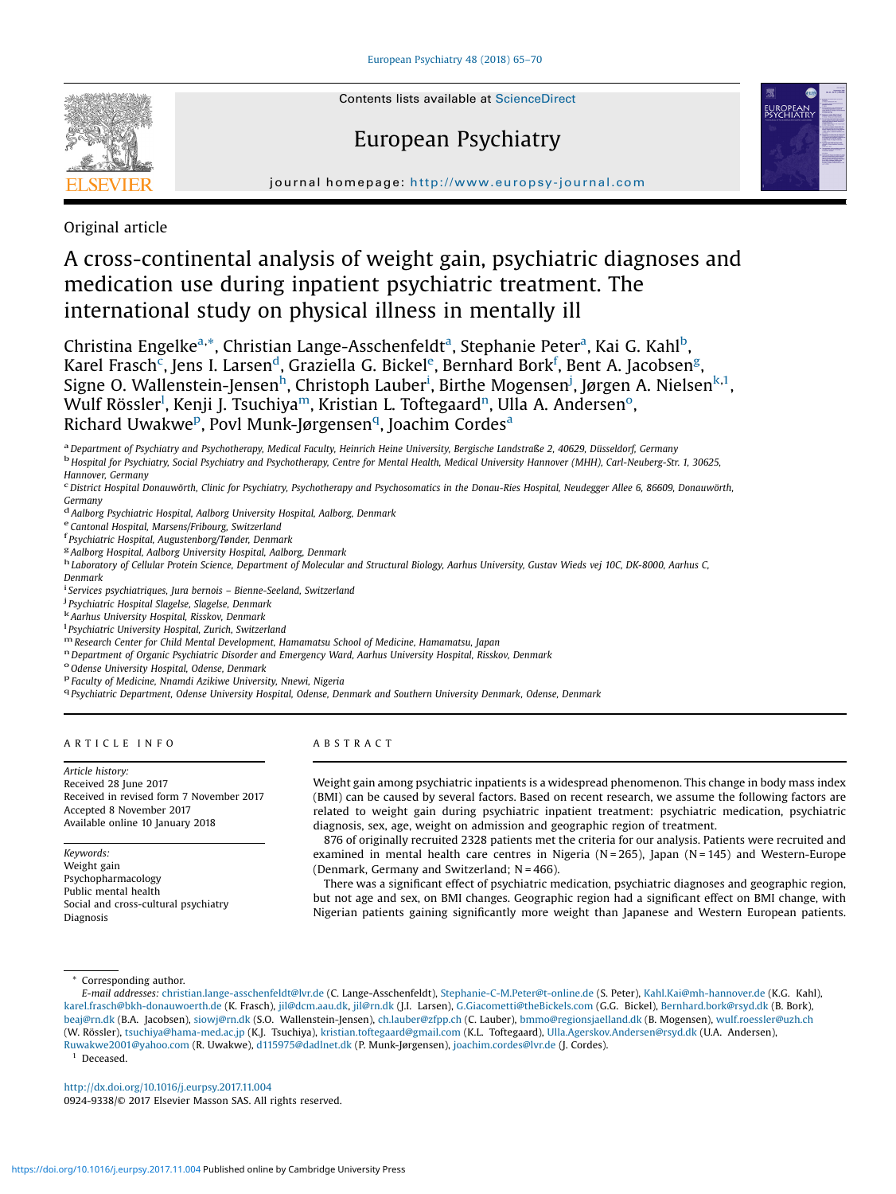Original article

# A cross-continental analysis of weight gain, psychiatric diagnoses and medication use during inpatient psychiatric treatment. The international study on physical illness in mentally ill

Christina Engelke[a,*], Christian Lange-Asschenfeldt[a], Stephanie Peter[a], Kai G. Kahl[b], Karel Frasch[c], Jens I. Larsen[d], Graziella G. Bickel[e], Bernhard Bork[f], Bent A. Jacobsen[g], Signe O. Wallenstein-Jensen[h], Christoph Lauber[i], Birthe Mogensen[j], Jørgen A. Nielsen[k,1], Wulf Rössler[l], Kenji J. Tsuchiya[m], Kristian L. Toftegaard[n], Ulla A. Andersen[o], Richard Uwakwe[p], Povl Munk-Jørgensen[q], Joachim Cordes[a]

[a] Department of Psychiatry and Psychotherapy, Medical Faculty, Heinrich Heine University, Bergische Landstraße 2, 40629, Düsseldorf, Germany
[b] Hospital for Psychiatry, Social Psychiatry and Psychotherapy, Centre for Mental Health, Medical University Hannover (MHH), Carl-Neuberg-Str. 1, 30625, Hannover, Germany
[c] District Hospital Donauwörth, Clinic for Psychiatry, Psychotherapy and Psychosomatics in the Donau-Ries Hospital, Neudegger Allee 6, 86609, Donauwörth, Germany
[d] Aalborg Psychiatric Hospital, Aalborg University Hospital, Aalborg, Denmark
[e] Cantonal Hospital, Marsens/Fribourg, Switzerland
[f] Psychiatric Hospital, Augustenborg/Tønder, Denmark
[g] Aalborg Hospital, Aalborg University Hospital, Aalborg, Denmark
[h] Laboratory of Cellular Protein Science, Department of Molecular and Structural Biology, Aarhus University, Gustav Wieds vej 10C, DK-8000, Aarhus C, Denmark
[i] Services psychiatriques, Jura bernois – Bienne-Seeland, Switzerland
[j] Psychiatric Hospital Slagelse, Slagelse, Denmark
[k] Aarhus University Hospital, Risskov, Denmark
[l] Psychiatric University Hospital, Zurich, Switzerland
[m] Research Center for Child Mental Development, Hamamatsu School of Medicine, Hamamatsu, Japan
[n] Department of Organic Psychiatric Disorder and Emergency Ward, Aarhus University Hospital, Risskov, Denmark
[o] Odense University Hospital, Odense, Denmark
[p] Faculty of Medicine, Nnamdi Azikiwe University, Nnewi, Nigeria
[q] Psychiatric Department, Odense University Hospital, Odense, Denmark and Southern University Denmark, Odense, Denmark

## ARTICLE INFO

*Article history:*
Received 28 June 2017
Received in revised form 7 November 2017
Accepted 8 November 2017
Available online 10 January 2018

*Keywords:*
Weight gain
Psychopharmacology
Public mental health
Social and cross-cultural psychiatry
Diagnosis

## ABSTRACT

Weight gain among psychiatric inpatients is a widespread phenomenon. This change in body mass index (BMI) can be caused by several factors. Based on recent research, we assume the following factors are related to weight gain during psychiatric inpatient treatment: psychiatric medication, psychiatric diagnosis, sex, age, weight on admission and geographic region of treatment.

876 of originally recruited 2328 patients met the criteria for our analysis. Patients were recruited and examined in mental health care centres in Nigeria (N = 265), Japan (N = 145) and Western-Europe (Denmark, Germany and Switzerland; N = 466).

There was a significant effect of psychiatric medication, psychiatric diagnoses and geographic region, but not age and sex, on BMI changes. Geographic region had a significant effect on BMI change, with Nigerian patients gaining significantly more weight than Japanese and Western European patients.

\* Corresponding author.
*E-mail addresses:* christian.lange-asschenfeldt@lvr.de (C. Lange-Asschenfeldt), Stephanie-C-M.Peter@t-online.de (S. Peter), Kahl.Kai@mh-hannover.de (K.G. Kahl), karel.frasch@bkh-donauwoerth.de (K. Frasch), jil@dcm.aau.dk, jil@rn.dk (J.I. Larsen), G.Giacometti@theBickels.com (G.G. Bickel), Bernhard.bork@rsyd.dk (B. Bork), beaj@rn.dk (B.A. Jacobsen), siowj@rn.dk (S.O. Wallenstein-Jensen), ch.lauber@zfpp.ch (C. Lauber), bmmo@regionsjaelland.dk (B. Mogensen), wulf.roessler@uzh.ch (W. Rössler), tsuchiya@hama-med.ac.jp (K.J. Tsuchiya), kristian.toftegaard@gmail.com (K.L. Toftegaard), Ulla.Agerskov.Andersen@rsyd.dk (U.A. Andersen), Ruwakwe2001@yahoo.com (R. Uwakwe), d115975@dadlnet.dk (P. Munk-Jørgensen), joachim.cordes@lvr.de (J. Cordes).
[1] Deceased.

http://dx.doi.org/10.1016/j.eurpsy.2017.11.004
0924-9338/© 2017 Elsevier Masson SAS. All rights reserved.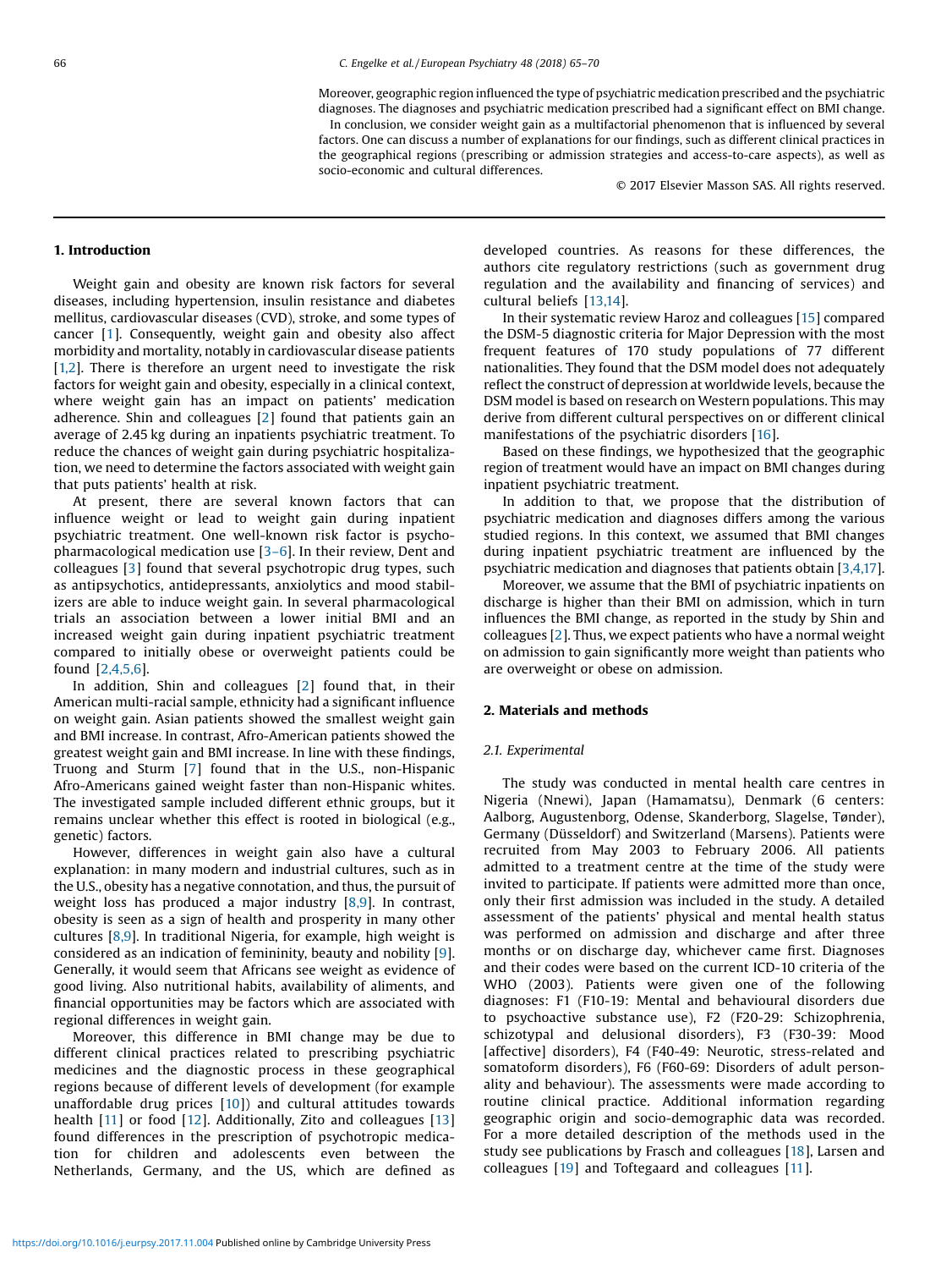Moreover, geographic region influenced the type of psychiatric medication prescribed and the psychiatric diagnoses. The diagnoses and psychiatric medication prescribed had a significant effect on BMI change.

In conclusion, we consider weight gain as a multifactorial phenomenon that is influenced by several factors. One can discuss a number of explanations for our findings, such as different clinical practices in the geographical regions (prescribing or admission strategies and access-to-care aspects), as well as socio-economic and cultural differences.

© 2017 Elsevier Masson SAS. All rights reserved.

## 1. Introduction

Weight gain and obesity are known risk factors for several diseases, including hypertension, insulin resistance and diabetes mellitus, cardiovascular diseases (CVD), stroke, and some types of cancer [1]. Consequently, weight gain and obesity also affect morbidity and mortality, notably in cardiovascular disease patients [1,2]. There is therefore an urgent need to investigate the risk factors for weight gain and obesity, especially in a clinical context, where weight gain has an impact on patients' medication adherence. Shin and colleagues [2] found that patients gain an average of 2.45 kg during an inpatients psychiatric treatment. To reduce the chances of weight gain during psychiatric hospitalization, we need to determine the factors associated with weight gain that puts patients' health at risk.

At present, there are several known factors that can influence weight or lead to weight gain during inpatient psychiatric treatment. One well-known risk factor is psychopharmacological medication use [3–6]. In their review, Dent and colleagues [3] found that several psychotropic drug types, such as antipsychotics, antidepressants, anxiolytics and mood stabilizers are able to induce weight gain. In several pharmacological trials an association between a lower initial BMI and an increased weight gain during inpatient psychiatric treatment compared to initially obese or overweight patients could be found [2,4,5,6].

In addition, Shin and colleagues [2] found that, in their American multi-racial sample, ethnicity had a significant influence on weight gain. Asian patients showed the smallest weight gain and BMI increase. In contrast, Afro-American patients showed the greatest weight gain and BMI increase. In line with these findings, Truong and Sturm [7] found that in the U.S., non-Hispanic Afro-Americans gained weight faster than non-Hispanic whites. The investigated sample included different ethnic groups, but it remains unclear whether this effect is rooted in biological (e.g., genetic) factors.

However, differences in weight gain also have a cultural explanation: in many modern and industrial cultures, such as in the U.S., obesity has a negative connotation, and thus, the pursuit of weight loss has produced a major industry [8,9]. In contrast, obesity is seen as a sign of health and prosperity in many other cultures [8,9]. In traditional Nigeria, for example, high weight is considered as an indication of femininity, beauty and nobility [9]. Generally, it would seem that Africans see weight as evidence of good living. Also nutritional habits, availability of aliments, and financial opportunities may be factors which are associated with regional differences in weight gain.

Moreover, this difference in BMI change may be due to different clinical practices related to prescribing psychiatric medicines and the diagnostic process in these geographical regions because of different levels of development (for example unaffordable drug prices [10]) and cultural attitudes towards health [11] or food [12]. Additionally, Zito and colleagues [13] found differences in the prescription of psychotropic medication for children and adolescents even between the Netherlands, Germany, and the US, which are defined as developed countries. As reasons for these differences, the authors cite regulatory restrictions (such as government drug regulation and the availability and financing of services) and cultural beliefs [13,14].

In their systematic review Haroz and colleagues [15] compared the DSM-5 diagnostic criteria for Major Depression with the most frequent features of 170 study populations of 77 different nationalities. They found that the DSM model does not adequately reflect the construct of depression at worldwide levels, because the DSM model is based on research on Western populations. This may derive from different cultural perspectives on or different clinical manifestations of the psychiatric disorders [16].

Based on these findings, we hypothesized that the geographic region of treatment would have an impact on BMI changes during inpatient psychiatric treatment.

In addition to that, we propose that the distribution of psychiatric medication and diagnoses differs among the various studied regions. In this context, we assumed that BMI changes during inpatient psychiatric treatment are influenced by the psychiatric medication and diagnoses that patients obtain [3,4,17].

Moreover, we assume that the BMI of psychiatric inpatients on discharge is higher than their BMI on admission, which in turn influences the BMI change, as reported in the study by Shin and colleagues [2]. Thus, we expect patients who have a normal weight on admission to gain significantly more weight than patients who are overweight or obese on admission.

## 2. Materials and methods

### 2.1. Experimental

The study was conducted in mental health care centres in Nigeria (Nnewi), Japan (Hamamatsu), Denmark (6 centers: Aalborg, Augustenborg, Odense, Skanderborg, Slagelse, Tønder), Germany (Düsseldorf) and Switzerland (Marsens). Patients were recruited from May 2003 to February 2006. All patients admitted to a treatment centre at the time of the study were invited to participate. If patients were admitted more than once, only their first admission was included in the study. A detailed assessment of the patients' physical and mental health status was performed on admission and discharge and after three months or on discharge day, whichever came first. Diagnoses and their codes were based on the current ICD-10 criteria of the WHO (2003). Patients were given one of the following diagnoses: F1 (F10-19: Mental and behavioural disorders due to psychoactive substance use), F2 (F20-29: Schizophrenia, schizotypal and delusional disorders), F3 (F30-39: Mood [affective] disorders), F4 (F40-49: Neurotic, stress-related and somatoform disorders), F6 (F60-69: Disorders of adult personality and behaviour). The assessments were made according to routine clinical practice. Additional information regarding geographic origin and socio-demographic data was recorded. For a more detailed description of the methods used in the study see publications by Frasch and colleagues [18], Larsen and colleagues [19] and Toftegaard and colleagues [11].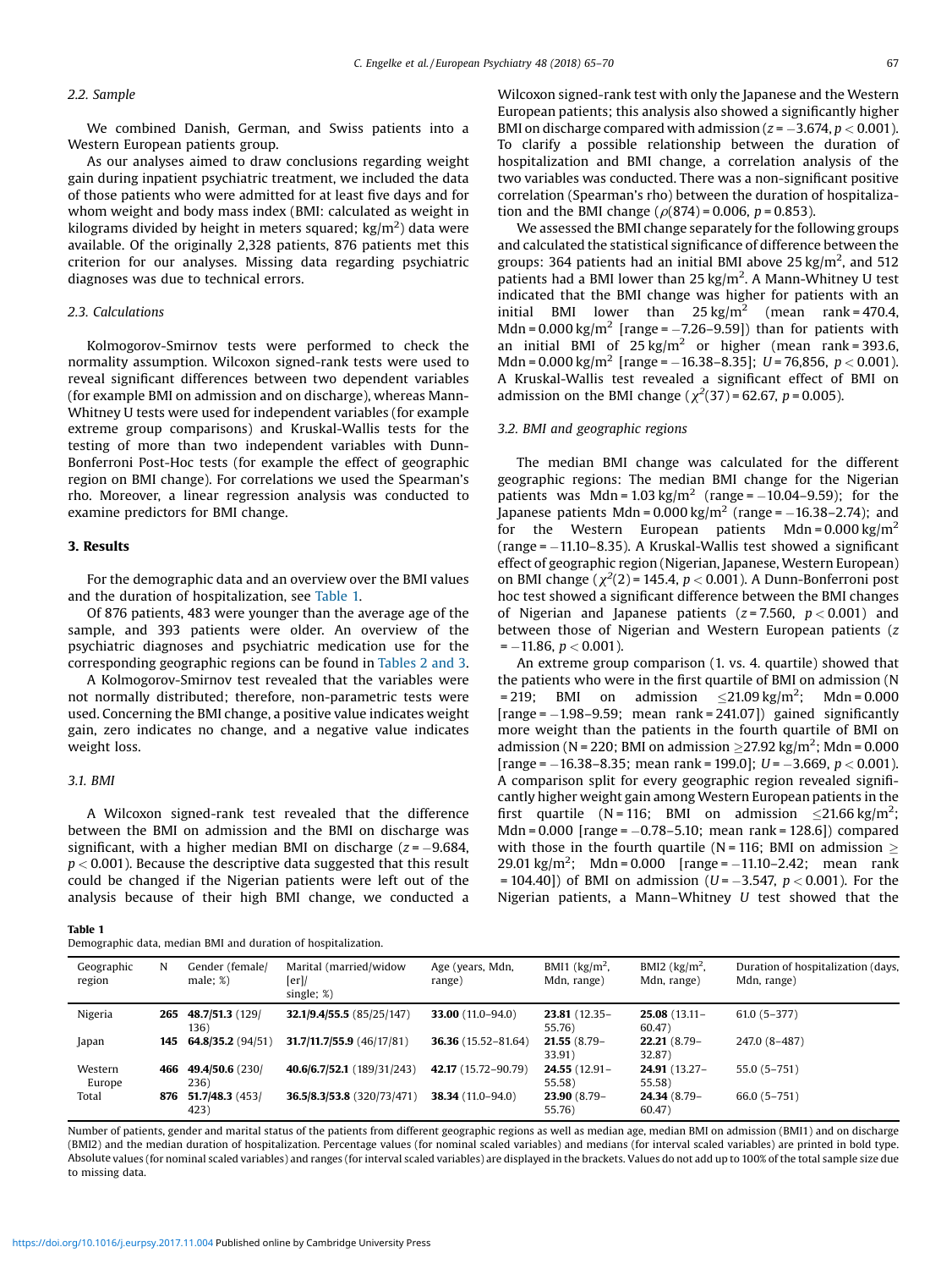### 2.2. Sample

We combined Danish, German, and Swiss patients into a Western European patients group.

As our analyses aimed to draw conclusions regarding weight gain during inpatient psychiatric treatment, we included the data of those patients who were admitted for at least five days and for whom weight and body mass index (BMI: calculated as weight in kilograms divided by height in meters squared; $kg/m^2$) data were available. Of the originally 2,328 patients, 876 patients met this criterion for our analyses. Missing data regarding psychiatric diagnoses was due to technical errors.

### 2.3. Calculations

Kolmogorov-Smirnov tests were performed to check the normality assumption. Wilcoxon signed-rank tests were used to reveal significant differences between two dependent variables (for example BMI on admission and on discharge), whereas Mann-Whitney U tests were used for independent variables (for example extreme group comparisons) and Kruskal-Wallis tests for the testing of more than two independent variables with Dunn-Bonferroni Post-Hoc tests (for example the effect of geographic region on BMI change). For correlations we used the Spearman's rho. Moreover, a linear regression analysis was conducted to examine predictors for BMI change.

## 3. Results

For the demographic data and an overview over the BMI values and the duration of hospitalization, see Table 1.

Of 876 patients, 483 were younger than the average age of the sample, and 393 patients were older. An overview of the psychiatric diagnoses and psychiatric medication use for the corresponding geographic regions can be found in Tables 2 and 3.

A Kolmogorov-Smirnov test revealed that the variables were not normally distributed; therefore, non-parametric tests were used. Concerning the BMI change, a positive value indicates weight gain, zero indicates no change, and a negative value indicates weight loss.

### 3.1. BMI

A Wilcoxon signed-rank test revealed that the difference between the BMI on admission and the BMI on discharge was significant, with a higher median BMI on discharge ($z = -9.684$, $p < 0.001$). Because the descriptive data suggested that this result could be changed if the Nigerian patients were left out of the analysis because of their high BMI change, we conducted a Wilcoxon signed-rank test with only the Japanese and the Western European patients; this analysis also showed a significantly higher BMI on discharge compared with admission ($z = -3.674$, $p < 0.001$). To clarify a possible relationship between the duration of hospitalization and BMI change, a correlation analysis of the two variables was conducted. There was a non-significant positive correlation (Spearman's rho) between the duration of hospitalization and the BMI change ($\rho(874) = 0.006$, $p = 0.853$).

We assessed the BMI change separately for the following groups and calculated the statistical significance of difference between the groups: 364 patients had an initial BMI above 25 $kg/m^2$, and 512 patients had a BMI lower than 25 $kg/m^2$. A Mann-Whitney U test indicated that the BMI change was higher for patients with an initial BMI lower than 25 $kg/m^2$ (mean rank = 470.4, Mdn = 0.000 $kg/m^2$ [range = −7.26–9.59]) than for patients with an initial BMI of 25 $kg/m^2$ or higher (mean rank = 393.6, Mdn = 0.000 $kg/m^2$ [range = −16.38–8.35]; $U = 76{,}856$, $p < 0.001$). A Kruskal-Wallis test revealed a significant effect of BMI on admission on the BMI change ($\chi^2(37) = 62.67$, $p = 0.005$).

### 3.2. BMI and geographic regions

The median BMI change was calculated for the different geographic regions: The median BMI change for the Nigerian patients was Mdn = 1.03 $kg/m^2$ (range = −10.04–9.59); for the Japanese patients Mdn = 0.000 $kg/m^2$ (range = −16.38–2.74); and for the Western European patients Mdn = 0.000 $kg/m^2$ (range = −11.10–8.35). A Kruskal-Wallis test showed a significant effect of geographic region (Nigerian, Japanese, Western European) on BMI change ($\chi^2(2) = 145.4$, $p < 0.001$). A Dunn-Bonferroni post hoc test showed a significant difference between the BMI changes of Nigerian and Japanese patients ($z = 7.560$, $p < 0.001$) and between those of Nigerian and Western European patients ($z = -11.86$, $p < 0.001$).

An extreme group comparison (1. vs. 4. quartile) showed that the patients who were in the first quartile of BMI on admission (N = 219; BMI on admission $\leq 21.09$ $kg/m^2$; Mdn = 0.000 [range = −1.98–9.59; mean rank = 241.07]) gained significantly more weight than the patients in the fourth quartile of BMI on admission (N = 220; BMI on admission $\geq 27.92$ $kg/m^2$; Mdn = 0.000 [range = −16.38–8.35; mean rank = 199.0]; $U = -3.669$, $p < 0.001$). A comparison split for every geographic region revealed significantly higher weight gain among Western European patients in the first quartile (N = 116; BMI on admission $\leq 21.66$ $kg/m^2$; Mdn = 0.000 [range = −0.78–5.10; mean rank = 128.6]) compared with those in the fourth quartile (N = 116; BMI on admission $\geq 29.01$ $kg/m^2$; Mdn = 0.000 [range = −11.10–2.42; mean rank = 104.40]) of BMI on admission ($U = -3.547$, $p < 0.001$). For the Nigerian patients, a Mann–Whitney $U$ test showed the

**Table 1**
Demographic data, median BMI and duration of hospitalization.

| Geographic region | N | Gender (female/ male; %) | Marital (married/widow [er]/ single; %) | Age (years, Mdn, range) | BMI1 ($kg/m^2$, Mdn, range) | BMI2 ($kg/m^2$, Mdn, range) | Duration of hospitalization (days, Mdn, range) |
|---|---|---|---|---|---|---|---|
| Nigeria | **265** | **48.7/51.3** (129/136) | **32.1/9.4/55.5** (85/25/147) | **33.00** (11.0–94.0) | **23.81** (12.35–55.76) | **25.08** (13.11–60.47) | 61.0 (5–377) |
| Japan | **145** | **64.8/35.2** (94/51) | **31.7/11.7/55.9** (46/17/81) | **36.36** (15.52–81.64) | **21.55** (8.79–33.91) | **22.21** (8.79–32.87) | 247.0 (8–487) |
| Western Europe | **466** | **49.4/50.6** (230/236) | **40.6/6.7/52.1** (189/31/243) | **42.17** (15.72–90.79) | **24.55** (12.91–55.58) | **24.91** (13.27–55.58) | 55.0 (5–751) |
| Total | **876** | **51.7/48.3** (453/423) | **36.5/8.3/53.8** (320/73/471) | **38.34** (11.0–94.0) | **23.90** (8.79–55.76) | **24.34** (8.79–60.47) | 66.0 (5–751) |

Number of patients, gender and marital status of the patients from different geographic regions as well as median age, median BMI on admission (BMI1) and on discharge (BMI2) and the median duration of hospitalization. Percentage values (for nominal scaled variables) and medians (for interval scaled variables) are printed in bold type. Absolute values (for nominal scaled variables) and ranges (for interval scaled variables) are displayed in the brackets. Values do not add up to 100% of the total sample size due to missing data.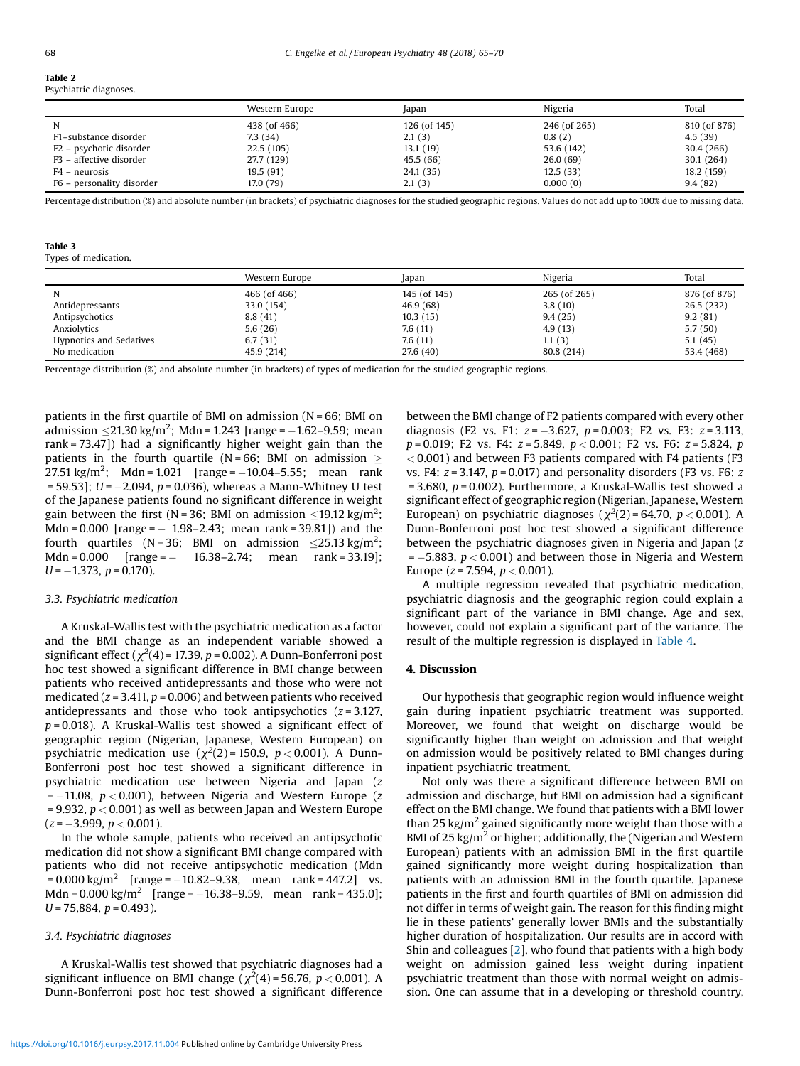**Table 2**
Psychiatric diagnoses.

| | Western Europe | Japan | Nigeria | Total |
|---|---|---|---|---|
| N | 438 (of 466) | 126 (of 145) | 246 (of 265) | 810 (of 876) |
| F1–substance disorder | 7.3 (34) | 2.1 (3) | 0.8 (2) | 4.5 (39) |
| F2 – psychotic disorder | 22.5 (105) | 13.1 (19) | 53.6 (142) | 30.4 (266) |
| F3 – affective disorder | 27.7 (129) | 45.5 (66) | 26.0 (69) | 30.1 (264) |
| F4 – neurosis | 19.5 (91) | 24.1 (35) | 12.5 (33) | 18.2 (159) |
| F6 – personality disorder | 17.0 (79) | 2.1 (3) | 0.000 (0) | 9.4 (82) |

Percentage distribution (%) and absolute number (in brackets) of psychiatric diagnoses for the studied geographic regions. Values do not add up to 100% due to missing data.

**Table 3**
Types of medication.

| | Western Europe | Japan | Nigeria | Total |
|---|---|---|---|---|
| N | 466 (of 466) | 145 (of 145) | 265 (of 265) | 876 (of 876) |
| Antidepressants | 33.0 (154) | 46.9 (68) | 3.8 (10) | 26.5 (232) |
| Antipsychotics | 8.8 (41) | 10.3 (15) | 9.4 (25) | 9.2 (81) |
| Anxiolytics | 5.6 (26) | 7.6 (11) | 4.9 (13) | 5.7 (50) |
| Hypnotics and Sedatives | 6.7 (31) | 7.6 (11) | 1.1 (3) | 5.1 (45) |
| No medication | 45.9 (214) | 27.6 (40) | 80.8 (214) | 53.4 (468) |

Percentage distribution (%) and absolute number (in brackets) of types of medication for the studied geographic regions.

patients in the first quartile of BMI on admission (N = 66; BMI on admission $\leq$21.30 kg/m$^2$; Mdn = 1.243 [range = −1.62–9.59; mean rank = 73.47]) had a significantly higher weight gain than the patients in the fourth quartile (N = 66; BMI on admission $\geq$ 27.51 kg/m$^2$; Mdn = 1.021 [range = −10.04–5.55; mean rank = 59.53]; $U = -2.094$, $p = 0.036$), whereas a Mann-Whitney U test of the Japanese patients found no significant difference in weight gain between the first (N = 36; BMI on admission $\leq$19.12 kg/m$^2$; Mdn = 0.000 [range = − 1.98–2.43; mean rank = 39.81]) and the fourth quartiles (N = 36; BMI on admission $\leq$25.13 kg/m$^2$; Mdn = 0.000 [range = − 16.38–2.74; mean rank = 33.19]; $U = -1.373$, $p = 0.170$).

### 3.3. Psychiatric medication

A Kruskal-Wallis test with the psychiatric medication as a factor and the BMI change as an independent variable showed a significant effect ($\chi^2(4) = 17.39$, $p = 0.002$). A Dunn-Bonferroni post hoc test showed a significant difference in BMI change between patients who received antidepressants and those who were not medicated ($z = 3.411$, $p = 0.006$) and between patients who received antidepressants and those who took antipsychotics ($z = 3.127$, $p = 0.018$). A Kruskal-Wallis test showed a significant effect of geographic region (Nigerian, Japanese, Western European) on psychiatric medication use ($\chi^2(2) = 150.9$, $p < 0.001$). A Dunn-Bonferroni post hoc test showed a significant difference in psychiatric medication use between Nigeria and Japan ($z = -11.08$, $p < 0.001$), between Nigeria and Western Europe ($z = 9.932$, $p < 0.001$) as well as between Japan and Western Europe ($z = -3.999$, $p < 0.001$).

In the whole sample, patients who received an antipsychotic medication did not show a significant BMI change compared with patients who did not receive antipsychotic medication (Mdn = 0.000 kg/m$^2$ [range = −10.82–9.38, mean rank = 447.2] vs. Mdn = 0.000 kg/m$^2$ [range = −16.38–9.59, mean rank = 435.0]; $U = 75{,}884$, $p = 0.493$).

### 3.4. Psychiatric diagnoses

A Kruskal-Wallis test showed that psychiatric diagnoses had a significant influence on BMI change ($\chi^2(4) = 56.76$, $p < 0.001$). A Dunn-Bonferroni post hoc test showed a significant difference between the BMI change of F2 patients compared with every other diagnosis (F2 vs. F1: $z = -3.627$, $p = 0.003$; F2 vs. F3: $z = 3.113$, $p = 0.019$; F2 vs. F4: $z = 5.849$, $p < 0.001$; F2 vs. F6: $z = 5.824$, $p < 0.001$) and between F3 patients compared with F4 patients (F3 vs. F4: $z = 3.147$, $p = 0.017$) and personality disorders (F3 vs. F6: $z = 3.680$, $p = 0.002$). Furthermore, a Kruskal-Wallis test showed a significant effect of geographic region (Nigerian, Japanese, Western European) on psychiatric diagnoses ($\chi^2(2) = 64.70$, $p < 0.001$). A Dunn-Bonferroni post hoc test showed a significant difference between the psychiatric diagnoses given in Nigeria and Japan ($z = -5.883$, $p < 0.001$) and between those in Nigeria and Western Europe ($z = 7.594$, $p < 0.001$).

A multiple regression revealed that psychiatric medication, psychiatric diagnosis and the geographic region could explain a significant part of the variance in BMI change. Age and sex, however, could not explain a significant part of the variance. The result of the multiple regression is displayed in Table 4.

## 4. Discussion

Our hypothesis that geographic region would influence weight gain during inpatient psychiatric treatment was supported. Moreover, we found that weight on discharge would be significantly higher than weight on admission and that weight on admission would be positively related to BMI changes during inpatient psychiatric treatment.

Not only was there a significant difference between BMI on admission and discharge, but BMI on admission had a significant effect on the BMI change. We found that patients with a BMI lower than 25 kg/m$^2$ gained significantly more weight than those with a BMI of 25 kg/m$^2$ or higher; additionally, the (Nigerian and Western European) patients with an admission BMI in the first quartile gained significantly more weight during hospitalization than patients with an admission BMI in the fourth quartile. Japanese patients in the first and fourth quartiles of BMI on admission did not differ in terms of weight gain. The reason for this finding might lie in these patients' generally lower BMIs and the substantially higher duration of hospitalization. Our results are in accord with Shin and colleagues [2], who found that patients with a high body weight on admission gained less weight during inpatient psychiatric treatment than those with normal weight on admission. One can assume that in a developing or threshold country,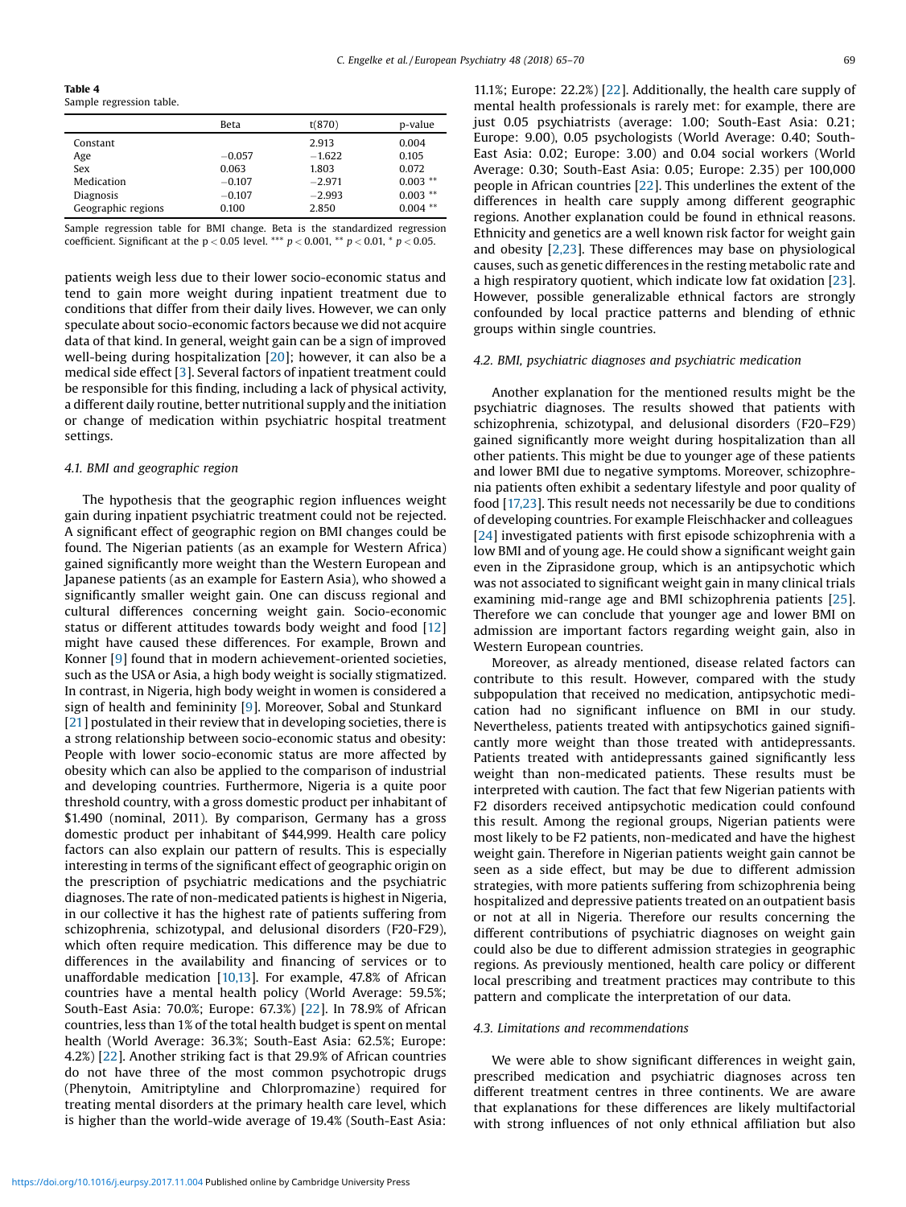**Table 4**
Sample regression table.

| | Beta | t(870) | p-value |
|---|---|---|---|
| Constant | | 2.913 | 0.004 |
| Age | −0.057 | −1.622 | 0.105 |
| Sex | 0.063 | 1.803 | 0.072 |
| Medication | −0.107 | −2.971 | 0.003 ** |
| Diagnosis | −0.107 | −2.993 | 0.003 ** |
| Geographic regions | 0.100 | 2.850 | 0.004 ** |

Sample regression table for BMI change. Beta is the standardized regression coefficient. Significant at the $p < 0.05$ level. *** $p < 0.001$, ** $p < 0.01$, * $p < 0.05$.

patients weigh less due to their lower socio-economic status and tend to gain more weight during inpatient treatment due to conditions that differ from their daily lives. However, we can only speculate about socio-economic factors because we did not acquire data of that kind. In general, weight gain can be a sign of improved well-being during hospitalization [20]; however, it can also be a medical side effect [3]. Several factors of inpatient treatment could be responsible for this finding, including a lack of physical activity, a different daily routine, better nutritional supply and the initiation or change of medication within psychiatric hospital treatment settings.

### 4.1. BMI and geographic region

The hypothesis that the geographic region influences weight gain during inpatient psychiatric treatment could not be rejected. A significant effect of geographic region on BMI changes could be found. The Nigerian patients (as an example for Western Africa) gained significantly more weight than the Western European and Japanese patients (as an example for Eastern Asia), who showed a significantly smaller weight gain. One can discuss regional and cultural differences concerning weight gain. Socio-economic status or different attitudes towards body weight and food [12] might have caused these differences. For example, Brown and Konner [9] found that in modern achievement-oriented societies, such as the USA or Asia, a high body weight is socially stigmatized. In contrast, in Nigeria, high body weight in women is considered a sign of health and femininity [9]. Moreover, Sobal and Stunkard [21] postulated in their review that in developing societies, there is a strong relationship between socio-economic status and obesity: People with lower socio-economic status are more affected by obesity which can also be applied to the comparison of industrial and developing countries. Furthermore, Nigeria is a quite poor threshold country, with a gross domestic product per inhabitant of \$1.490 (nominal, 2011). By comparison, Germany has a gross domestic product per inhabitant of \$44,999. Health care policy factors can also explain our pattern of results. This is especially interesting in terms of the significant effect of geographic origin on the prescription of psychiatric medications and the psychiatric diagnoses. The rate of non-medicated patients is highest in Nigeria, in our collective it has the highest rate of patients suffering from schizophrenia, schizotypal, and delusional disorders (F20-F29), which often require medication. This difference may be due to differences in the availability and financing of services or to unaffordable medication [10,13]. For example, 47.8% of African countries have a mental health policy (World Average: 59.5%; South-East Asia: 70.0%; Europe: 67.3%) [22]. In 78.9% of African countries, less than 1% of the total health budget is spent on mental health (World Average: 36.3%; South-East Asia: 62.5%; Europe: 4.2%) [22]. Another striking fact is that 29.9% of African countries do not have three of the most common psychotropic drugs (Phenytoin, Amitriptyline and Chlorpromazine) required for treating mental disorders at the primary health care level, which is higher than the world-wide average of 19.4% (South-East Asia: 11.1%; Europe: 22.2%) [22]. Additionally, the health care supply of mental health professionals is rarely met: for example, there are just 0.05 psychiatrists (average: 1.00; South-East Asia: 0.21; Europe: 9.00), 0.05 psychologists (World Average: 0.40; South-East Asia: 0.02; Europe: 3.00) and 0.04 social workers (World Average: 0.30; South-East Asia: 0.05; Europe: 2.35) per 100,000 people in African countries [22]. This underlines the extent of the differences in health care supply among different geographic regions. Another explanation could be found in ethnical reasons. Ethnicity and genetics are a well known risk factor for weight gain and obesity [2,23]. These differences may base on physiological causes, such as genetic differences in the resting metabolic rate and a high respiratory quotient, which indicate low fat oxidation [23]. However, possible generalizable ethnical factors are strongly confounded by local practice patterns and blending of ethnic groups within single countries.

### 4.2. BMI, psychiatric diagnoses and psychiatric medication

Another explanation for the mentioned results might be the psychiatric diagnoses. The results showed that patients with schizophrenia, schizotypal, and delusional disorders (F20–F29) gained significantly more weight during hospitalization than all other patients. This might be due to younger age of these patients and lower BMI due to negative symptoms. Moreover, schizophrenia patients often exhibit a sedentary lifestyle and poor quality of food [17,23]. This result needs not necessarily be due to conditions of developing countries. For example Fleischhacker and colleagues [24] investigated patients with first episode schizophrenia with a low BMI and of young age. He could show a significant weight gain even in the Ziprasidone group, which is an antipsychotic which was not associated to significant weight gain in many clinical trials examining mid-range age and BMI schizophrenia patients [25]. Therefore we can conclude that younger age and lower BMI on admission are important factors regarding weight gain, also in Western European countries.

Moreover, as already mentioned, disease related factors can contribute to this result. However, compared with the study subpopulation that received no medication, antipsychotic medication had no significant influence on BMI in our study. Nevertheless, patients treated with antipsychotics gained significantly more weight than those treated with antidepressants. Patients treated with antidepressants gained significantly less weight than non-medicated patients. These results must be interpreted with caution. The fact that few Nigerian patients with F2 disorders received antipsychotic medication could confound this result. Among the regional groups, Nigerian patients were most likely to be F2 patients, non-medicated and have the highest weight gain. Therefore in Nigerian patients weight gain cannot be seen as a side effect, but may be due to different admission strategies, with more patients suffering from schizophrenia being hospitalized and depressive patients treated on an outpatient basis or not at all in Nigeria. Therefore our results concerning the different contributions of psychiatric diagnoses on weight gain could also be due to different admission strategies in geographic regions. As previously mentioned, health care policy or different local prescribing and treatment practices may contribute to this pattern and complicate the interpretation of our data.

### 4.3. Limitations and recommendations

We were able to show significant differences in weight gain, prescribed medication and psychiatric diagnoses across ten different treatment centres in three continents. We are aware that explanations for these differences are likely multifactorial with strong influences of not only ethnical affiliation but also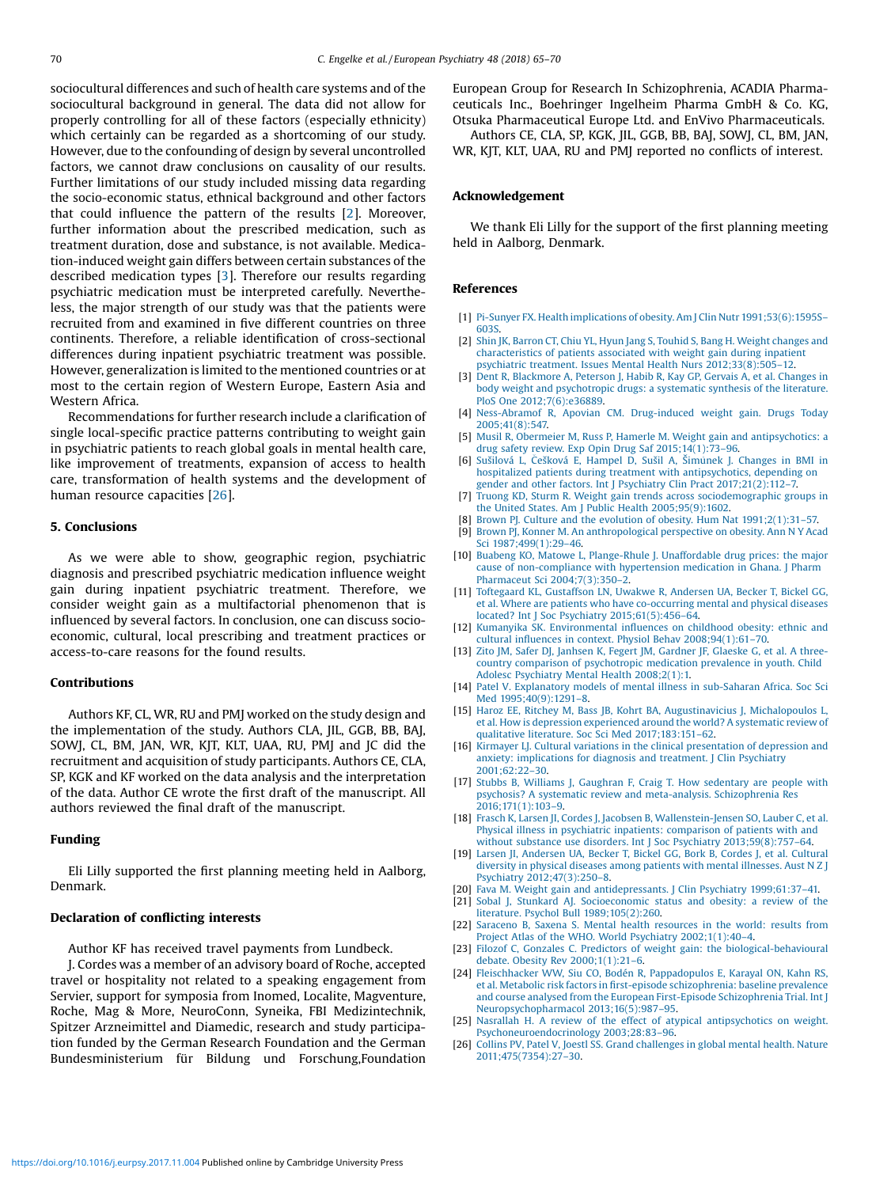sociocultural differences and such of health care systems and of the sociocultural background in general. The data did not allow for properly controlling for all of these factors (especially ethnicity) which certainly can be regarded as a shortcoming of our study. However, due to the confounding of design by several uncontrolled factors, we cannot draw conclusions on causality of our results. Further limitations of our study included missing data regarding the socio-economic status, ethnical background and other factors that could influence the pattern of the results [2]. Moreover, further information about the prescribed medication, such as treatment duration, dose and substance, is not available. Medication-induced weight gain differs between certain substances of the described medication types [3]. Therefore our results regarding psychiatric medication must be interpreted carefully. Nevertheless, the major strength of our study was that the patients were recruited from and examined in five different countries on three continents. Therefore, a reliable identification of cross-sectional differences during inpatient psychiatric treatment was possible. However, generalization is limited to the mentioned countries or at most to the certain region of Western Europe, Eastern Asia and Western Africa.

Recommendations for further research include a clarification of single local-specific practice patterns contributing to weight gain in psychiatric patients to reach global goals in mental health care, like improvement of treatments, expansion of access to health care, transformation of health systems and the development of human resource capacities [26].

## 5. Conclusions

As we were able to show, geographic region, psychiatric diagnosis and prescribed psychiatric medication influence weight gain during inpatient psychiatric treatment. Therefore, we consider weight gain as a multifactorial phenomenon that is influenced by several factors. In conclusion, one can discuss socio-economic, cultural, local prescribing and treatment practices or access-to-care reasons for the found results.

## Contributions

Authors KF, CL, WR, RU and PMJ worked on the study design and the implementation of the study. Authors CLA, JIL, GGB, BB, BAJ, SOWJ, CL, BM, JAN, WR, KJT, KLT, UAA, RU, PMJ and JC did the recruitment and acquisition of study participants. Authors CE, CLA, SP, KGK and KF worked on the data analysis and the interpretation of the data. Author CE wrote the first draft of the manuscript. All authors reviewed the final draft of the manuscript.

## Funding

Eli Lilly supported the first planning meeting held in Aalborg, Denmark.

## Declaration of conflicting interests

Author KF has received travel payments from Lundbeck.

J. Cordes was a member of an advisory board of Roche, accepted travel or hospitality not related to a speaking engagement from Servier, support for symposia from Inomed, Localite, Magventure, Roche, Mag & More, NeuroConn, Syneika, FBI Medizintechnik, Spitzer Arzneimittel and Diamedic, research and study participation funded by the German Research Foundation and the German Bundesministerium für Bildung und Forschung,Foundation European Group for Research In Schizophrenia, ACADIA Pharmaceuticals Inc., Boehringer Ingelheim Pharma GmbH & Co. KG, Otsuka Pharmaceutical Europe Ltd. and EnVivo Pharmaceuticals.

Authors CE, CLA, SP, KGK, JIL, GGB, BB, BAJ, SOWJ, CL, BM, JAN, WR, KJT, KLT, UAA, RU and PMJ reported no conflicts of interest.

## Acknowledgement

We thank Eli Lilly for the support of the first planning meeting held in Aalborg, Denmark.

## References

[1] Pi-Sunyer FX. Health implications of obesity. Am J Clin Nutr 1991;53(6):1595S–603S.
[2] Shin JK, Barron CT, Chiu YL, Hyun Jang S, Touhid S, Bang H. Weight changes and characteristics of patients associated with weight gain during inpatient psychiatric treatment. Issues Mental Health Nurs 2012;33(8):505–12.
[3] Dent R, Blackmore A, Peterson J, Habib R, Kay GP, Gervais A, et al. Changes in body weight and psychotropic drugs: a systematic synthesis of the literature. PloS One 2012;7(6):e36889.
[4] Ness-Abramof R, Apovian CM. Drug-induced weight gain. Drugs Today 2005;41(8):547.
[5] Musil R, Obermeier M, Russ P, Hamerle M. Weight gain and antipsychotics: a drug safety review. Exp Opin Drug Saf 2015;14(1):73–96.
[6] Sušilová L, Češková E, Hampel D, Sušil A, Šimůnek J. Changes in BMI in hospitalized patients during treatment with antipsychotics, depending on gender and other factors. Int J Psychiatry Clin Pract 2017;21(2):112–7.
[7] Truong KD, Sturm R. Weight gain trends across sociodemographic groups in the United States. Am J Public Health 2005;95(9):1602.
[8] Brown PJ. Culture and the evolution of obesity. Hum Nat 1991;2(1):31–57.
[9] Brown PJ, Konner M. An anthropological perspective on obesity. Ann N Y Acad Sci 1987;499(1):29–46.
[10] Buabeng KO, Matowe L, Plange-Rhule J. Unaffordable drug prices: the major cause of non-compliance with hypertension medication in Ghana. J Pharm Pharmaceut Sci 2004;7(3):350–2.
[11] Toftegaard KL, Gustaffson LN, Uwakwe R, Andersen UA, Becker T, Bickel GG, et al. Where are patients who have co-occurring mental and physical diseases located? Int J Soc Psychiatry 2015;61(5):456–64.
[12] Kumanyika SK. Environmental influences on childhood obesity: ethnic and cultural influences in context. Physiol Behav 2008;94(1):61–70.
[13] Zito JM, Safer DJ, Janhsen K, Fegert JM, Gardner JF, Glaeske G, et al. A three-country comparison of psychotropic medication prevalence in youth. Child Adolesc Psychiatry Mental Health 2008;2(1):1.
[14] Patel V. Explanatory models of mental illness in sub-Saharan Africa. Soc Sci Med 1995;40(9):1291–8.
[15] Haroz EE, Ritchey M, Bass JB, Kohrt BA, Augustinavicius J, Michalopoulos L, et al. How is depression experienced around the world? A systematic review of qualitative literature. Soc Sci Med 2017;183:151–62.
[16] Kirmayer LJ. Cultural variations in the clinical presentation of depression and anxiety: implications for diagnosis and treatment. J Clin Psychiatry 2001;62:22–30.
[17] Stubbs B, Williams J, Gaughran F, Craig T. How sedentary are people with psychosis? A systematic review and meta-analysis. Schizophrenia Res 2016;171(1):103–9.
[18] Frasch K, Larsen JI, Cordes J, Jacobsen B, Wallenstein-Jensen SO, Lauber C, et al. Physical illness in psychiatric inpatients: comparison of patients with and without substance use disorders. Int J Soc Psychiatry 2013;59(8):757–64.
[19] Larsen JI, Andersen UA, Becker T, Bickel GG, Bork B, Cordes J, et al. Cultural diversity in physical diseases among patients with mental illnesses. Aust N Z J Psychiatry 2012;47(3):250–8.
[20] Fava M. Weight gain and antidepressants. J Clin Psychiatry 1999;61:37–41.
[21] Sobal J, Stunkard AJ. Socioeconomic status and obesity: a review of the literature. Psychol Bull 1989;105(2):260.
[22] Saraceno B, Saxena S. Mental health resources in the world: results from Project Atlas of the WHO. World Psychiatry 2002;1(1):40–4.
[23] Filozof C, Gonzales C. Predictors of weight gain: the biological-behavioural debate. Obesity Rev 2000;1(1):21–6.
[24] Fleischhacker WW, Siu CO, Bodén R, Pappadopulos E, Karayal ON, Kahn RS, et al. Metabolic risk factors in first-episode schizophrenia: baseline prevalence and course analysed from the European First-Episode Schizophrenia Trial. Int J Neuropsychopharmacol 2013;16(5):987–95.
[25] Nasrallah H. A review of the effect of atypical antipsychotics on weight. Psychoneuroendocrinology 2003;28:83–96.
[26] Collins PV, Patel V, Joestl SS. Grand challenges in global mental health. Nature 2011;475(7354):27–30.